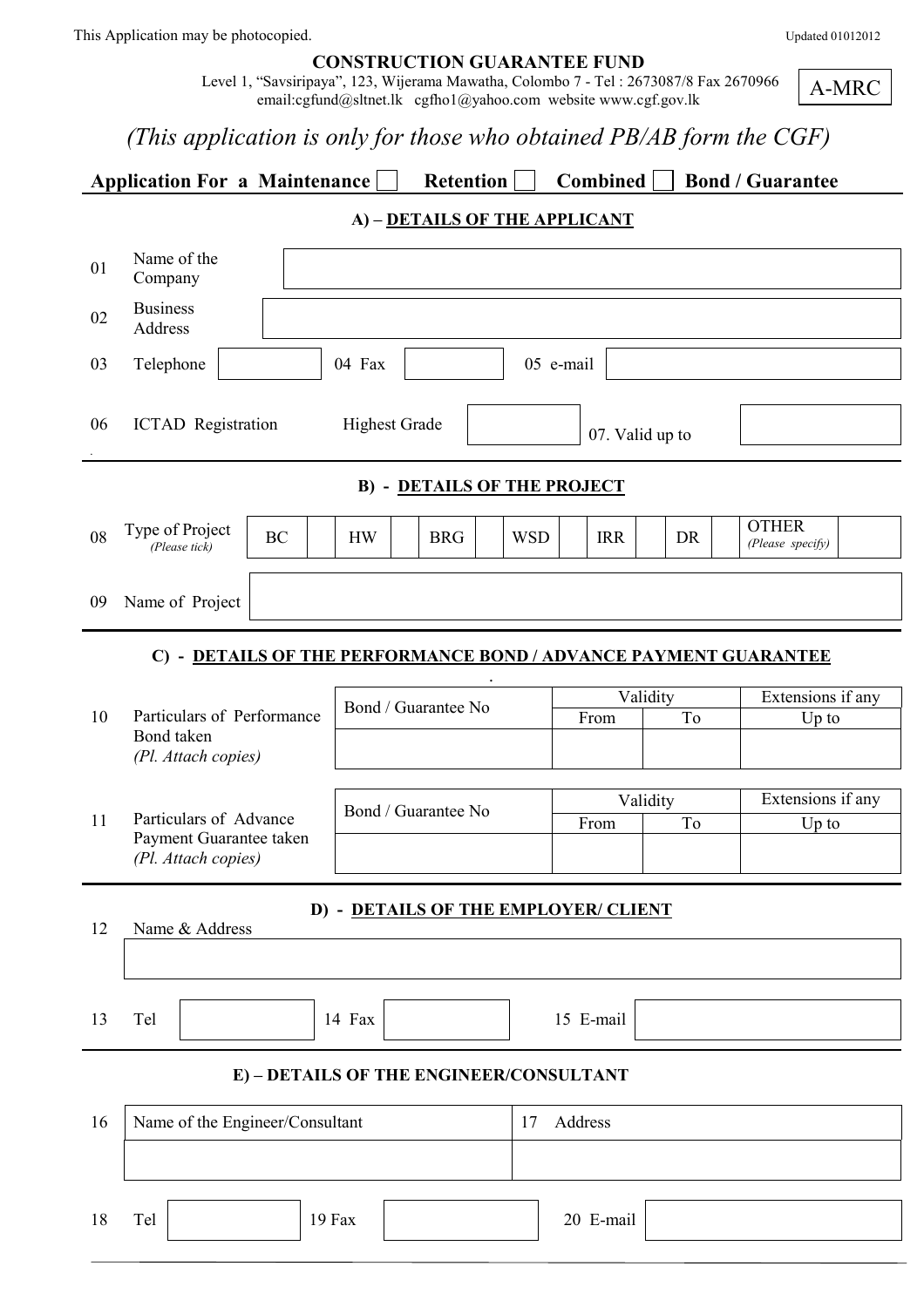This Application may be photocopied.

Updated 01012012

**CONSTRUCTION GUARANTEE FUND**

Level 1, "Savsiripaya", 123, Wijerama Mawatha, Colombo 7 - Tel : 2673087/8 Fax 2670966
email:cgfund@sltnet.lk cgfho1@yahoo.com website www.cgf.gov.lk

A-MRC

## *(This application is only for those who obtained PB/AB form the CGF)*

**Application For a Maintenance ☐ Retention ☐ Combined ☐ Bond / Guarantee**

### A) – DETAILS OF THE APPLICANT

| | | |
|---|---|---|
| 01 | Name of the Company | |
| 02 | Business Address | |

03 Telephone ______ 04 Fax ______ 05 e-mail ______

06 ICTAD Registration Highest Grade ______ 07. Valid up to ______

### B) - DETAILS OF THE PROJECT

| 08 | Type of Project *(Please tick)* | BC | | HW | | BRG | | WSD | | IRR | | DR | | OTHER *(Please specify)* | |
|---|---|---|---|---|---|---|---|---|---|---|---|---|---|---|---|

09 Name of Project ______

### C) - DETAILS OF THE PERFORMANCE BOND / ADVANCE PAYMENT GUARANTEE

| | | Bond / Guarantee No | Validity | | Extensions if any |
|---|---|---|---|---|---|
| | | | From | To | Up to |
| 10 | Particulars of Performance Bond taken *(Pl. Attach copies)* | | | | |

| | | Bond / Guarantee No | Validity | | Extensions if any |
|---|---|---|---|---|---|
| | | | From | To | Up to |
| 11 | Particulars of Advance Payment Guarantee taken *(Pl. Attach copies)* | | | | |

### D) - DETAILS OF THE EMPLOYER/ CLIENT

12 Name & Address

______

13 Tel ______ 14 Fax ______ 15 E-mail ______

### E) – DETAILS OF THE ENGINEER/CONSULTANT

| 16 | Name of the Engineer/Consultant | 17 Address |
|---|---|---|
| | | |

18 Tel ______ 19 Fax ______ 20 E-mail ______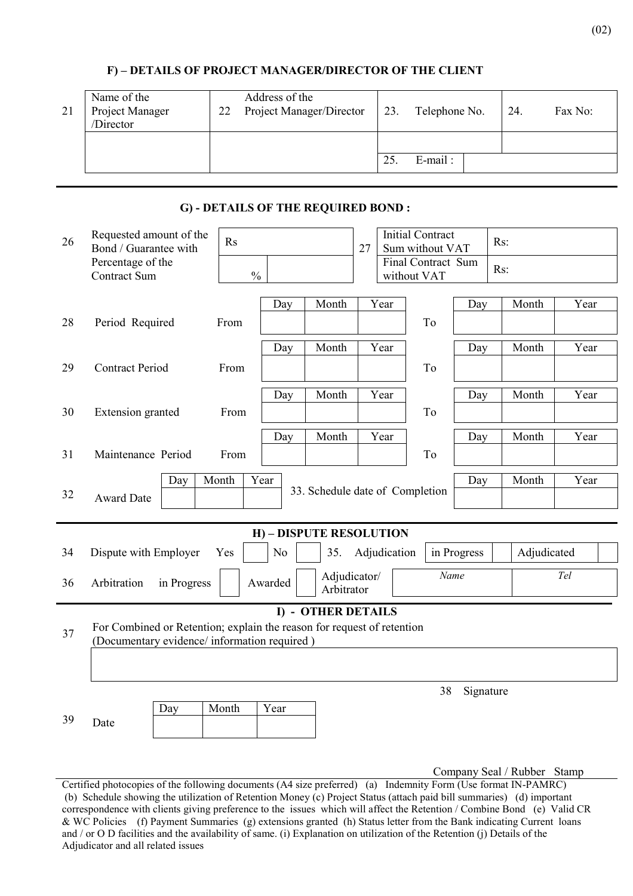### F) – DETAILS OF PROJECT MANAGER/DIRECTOR OF THE CLIENT

| 21 Name of the Project Manager /Director | 22 Address of the Project Manager/Director | 23. Telephone No. | 24. Fax No: |
|---|---|---|---|
| | | | |
| | | 25. E-mail : | |

### G) - DETAILS OF THE REQUIRED BOND :

| 26 | Requested amount of the Bond / Guarantee with Percentage of the Contract Sum | Rs | | 27 | Initial Contract Sum without VAT | Rs: |
|---|---|---|---|---|---|---|
| | | % | | | Final Contract Sum without VAT | Rs: |

| | | | Day | Month | Year | | Day | Month | Year |
|---|---|---|---|---|---|---|---|---|---|
| 28 | Period Required | From | | | | To | | | |
| 29 | Contract Period | From | | | | To | | | |
| 30 | Extension granted | From | | | | To | | | |
| 31 | Maintenance Period | From | | | | To | | | |

| 32 | Award Date | Day | Month | Year | 33. Schedule date of Completion | Day | Month | Year |
|---|---|---|---|---|---|---|---|---|
| | | | | | | | | |

### H) – DISPUTE RESOLUTION

| 34 | Dispute with Employer | Yes | | No | | 35. Adjudication | in Progress | | Adjudicated | |
|---|---|---|---|---|---|---|---|---|---|---|
| 36 | Arbitration | in Progress | | Awarded | | Adjudicator/ Arbitrator | *Name* | | *Tel* | |

### I) - OTHER DETAILS

37 For Combined or Retention; explain the reason for request of retention (Documentary evidence/ information required )

| |
|---|
| |

38 Signature

| 39 Date | Day | Month | Year |
|---|---|---|---|
| | | | |

Company Seal / Rubber Stamp

Certified photocopies of the following documents (A4 size preferred) (a) Indemnity Form (Use format IN-PAMRC) (b) Schedule showing the utilization of Retention Money (c) Project Status (attach paid bill summaries) (d) important correspondence with clients giving preference to the issues which will affect the Retention / Combine Bond (e) Valid CR & WC Policies (f) Payment Summaries (g) extensions granted (h) Status letter from the Bank indicating Current loans and / or O D facilities and the availability of same. (i) Explanation on utilization of the Retention (j) Details of the Adjudicator and all related issues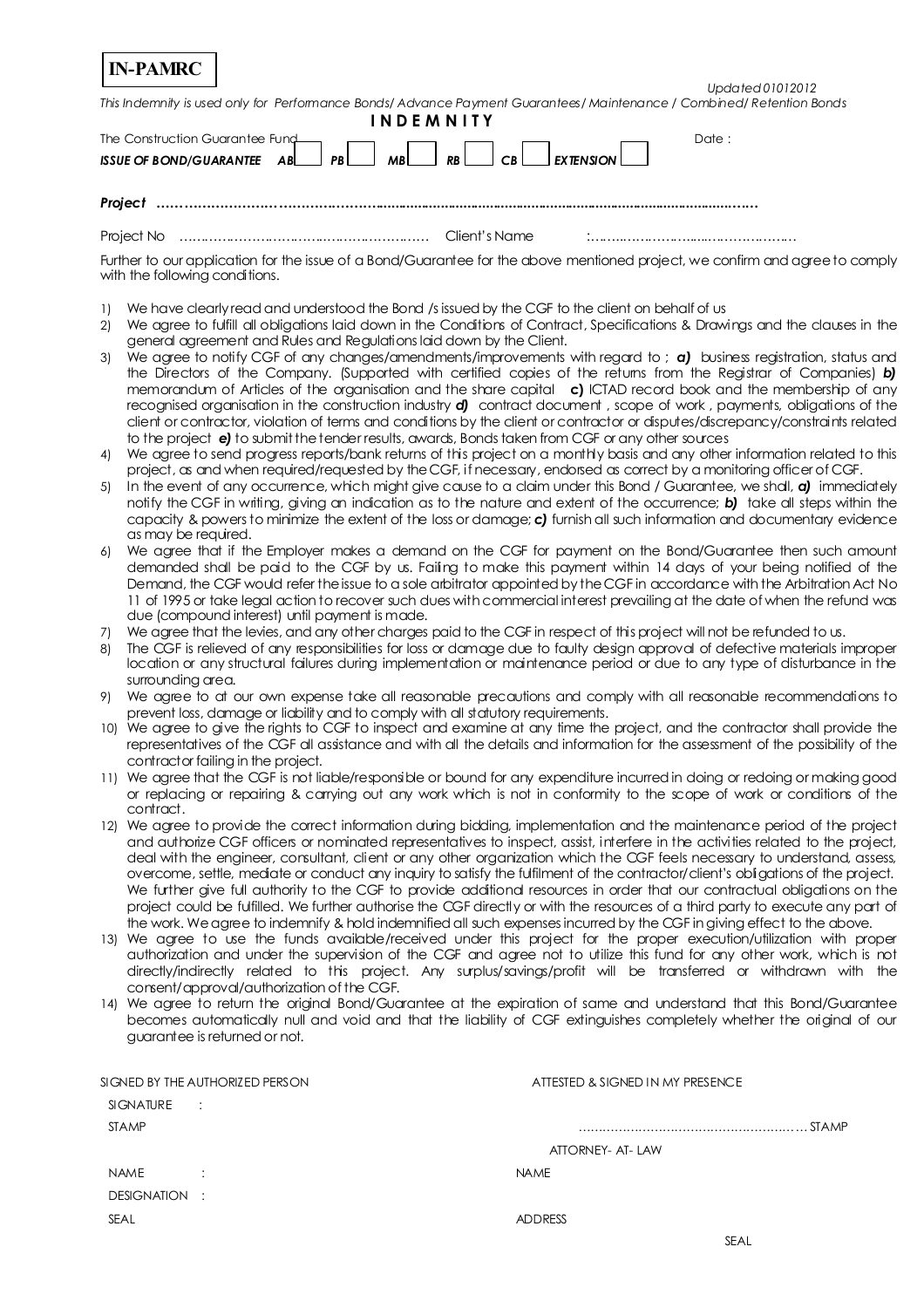**IN-PAMRC**

*Updated 01012012*

*This Indemnity is used only for Performance Bonds/ Advance Payment Guarantees/ Maintenance / Combined/ Retention Bonds*

# INDEMNITY

The Construction Guarantee Fund                                                                 Date :

***ISSUE OF BOND/GUARANTEE*** **AB** ☐ **PB** ☐ **MB** ☐ **RB** ☐ **CB** ☐ **EXTENSION** ☐

***Project*** **……………………………………………………………………………………………………………**

Project No ………………………………………………… Client's Name :…………………………………………

Further to our application for the issue of a Bond/Guarantee for the above mentioned project, we confirm and agree to comply with the following conditions.

1) We have clearly read and understood the Bond /s issued by the CGF to the client on behalf of us
2) We agree to fulfill all obligations laid down in the Conditions of Contract, Specifications & Drawings and the clauses in the general agreement and Rules and Regulations laid down by the Client.
3) We agree to notify CGF of any changes/amendments/improvements with regard to ; ***a)*** business registration, status and the Directors of the Company. (Supported with certified copies of the returns from the Registrar of Companies) ***b)*** memorandum of Articles of the organisation and the share capital **c)** ICTAD record book and the membership of any recognised organisation in the construction industry ***d)*** contract document , scope of work , payments, obligations of the client or contractor, violation of terms and conditions by the client or contractor or disputes/discrepancy/constraints related to the project ***e)*** to submit the tender results, awards, Bonds taken from CGF or any other sources
4) We agree to send progress reports/bank returns of this project on a monthly basis and any other information related to this project, as and when required/requested by the CGF, if necessary, endorsed as correct by a monitoring officer of CGF.
5) In the event of any occurrence, which might give cause to a claim under this Bond / Guarantee, we shall, ***a)*** immediately notify the CGF in writing, giving an indication as to the nature and extent of the occurrence; ***b)*** take all steps within the capacity & powers to minimize the extent of the loss or damage; ***c)*** furnish all such information and documentary evidence as may be required.
6) We agree that if the Employer makes a demand on the CGF for payment on the Bond/Guarantee then such amount demanded shall be paid to the CGF by us. Failing to make this payment within 14 days of your being notified of the Demand, the CGF would refer the issue to a sole arbitrator appointed by the CGF in accordance with the Arbitration Act No 11 of 1995 or take legal action to recover such dues with commercial interest prevailing at the date of when the refund was due (compound interest) until payment is made.
7) We agree that the levies, and any other charges paid to the CGF in respect of this project will not be refunded to us.
8) The CGF is relieved of any responsibilities for loss or damage due to faulty design approval of defective materials improper location or any structural failures during implementation or maintenance period or due to any type of disturbance in the surrounding area.
9) We agree to at our own expense take all reasonable precautions and comply with all reasonable recommendations to prevent loss, damage or liability and to comply with all statutory requirements.
10) We agree to give the rights to CGF to inspect and examine at any time the project, and the contractor shall provide the representatives of the CGF all assistance and with all the details and information for the assessment of the possibility of the contractor failing in the project.
11) We agree that the CGF is not liable/responsible or bound for any expenditure incurred in doing or redoing or making good or replacing or repairing & carrying out any work which is not in conformity to the scope of work or conditions of the contract.
12) We agree to provide the correct information during bidding, implementation and the maintenance period of the project and authorize CGF officers or nominated representatives to inspect, assist, interfere in the activities related to the project, deal with the engineer, consultant, client or any other organization which the CGF feels necessary to understand, assess, overcome, settle, mediate or conduct any inquiry to satisfy the fulfilment of the contractor/client's obligations of the project. We further give full authority to the CGF to provide additional resources in order that our contractual obligations on the project could be fulfilled. We further authorise the CGF directly or with the resources of a third party to execute any part of the work. We agree to indemnify & hold indemnified all such expenses incurred by the CGF in giving effect to the above.
13) We agree to use the funds available/received under this project for the proper execution/utilization with proper authorization and under the supervision of the CGF and agree not to utilize this fund for any other work, which is not directly/indirectly related to this project. Any surplus/savings/profit will be transferred or withdrawn with the consent/approval/authorization of the CGF.
14) We agree to return the original Bond/Guarantee at the expiration of same and understand that this Bond/Guarantee becomes automatically null and void and that the liability of CGF extinguishes completely whether the original of our guarantee is returned or not.

SIGNED BY THE AUTHORIZED PERSON

SIGNATURE :

STAMP

NAME :

DESIGNATION :

SEAL

ATTESTED & SIGNED IN MY PRESENCE

………………………………………………… STAMP

ATTORNEY- AT- LAW

NAME

ADDRESS

SEAL